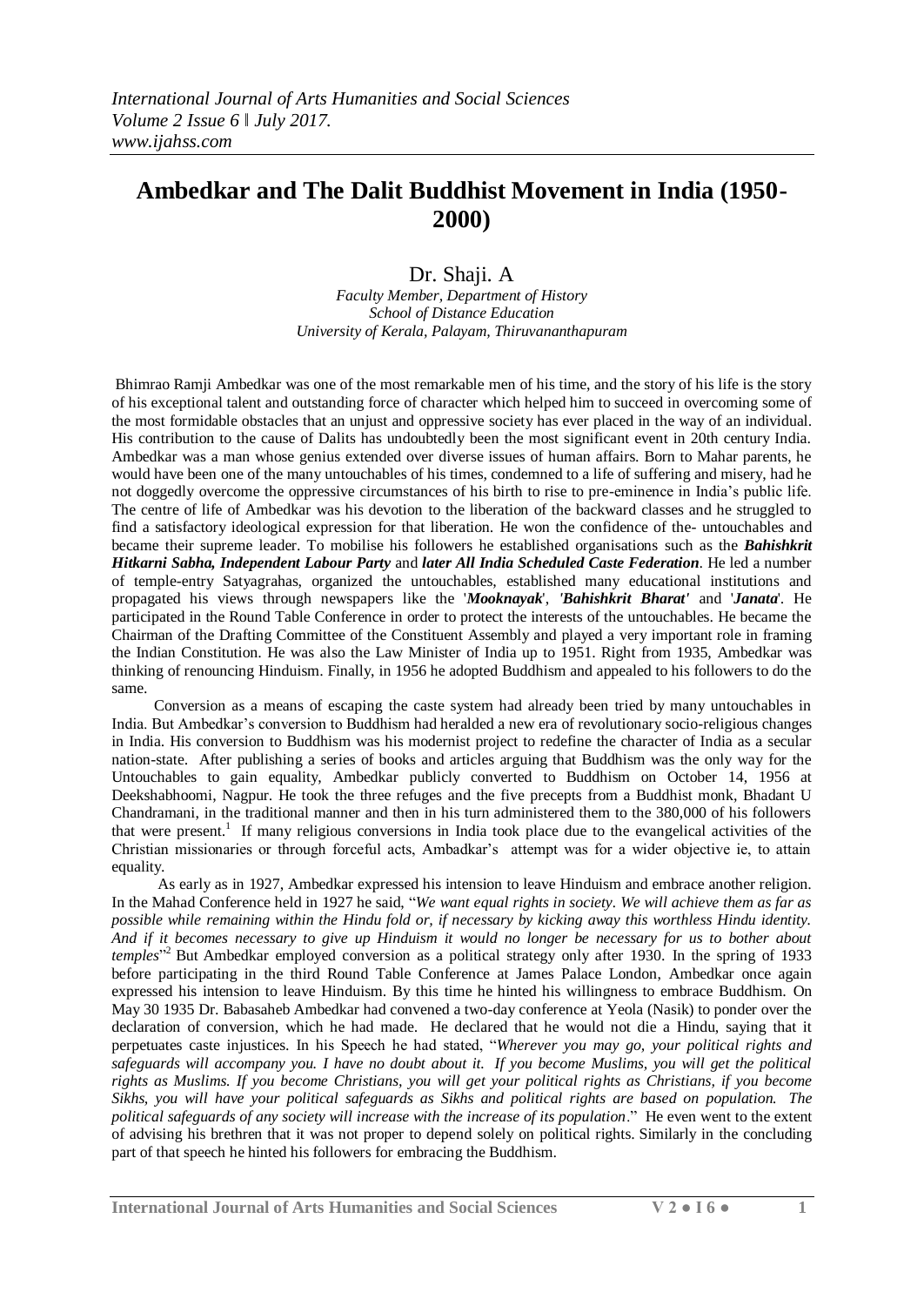# Ambedkar and The Dalit Buddhist Movement in India (1950-2000)

Dr. Shaji. A

*Faculty Member, Department of History*
*School of Distance Education*
*University of Kerala, Palayam, Thiruvananthapuram*

Bhimrao Ramji Ambedkar was one of the most remarkable men of his time, and the story of his life is the story of his exceptional talent and outstanding force of character which helped him to succeed in overcoming some of the most formidable obstacles that an unjust and oppressive society has ever placed in the way of an individual. His contribution to the cause of Dalits has undoubtedly been the most significant event in 20th century India. Ambedkar was a man whose genius extended over diverse issues of human affairs. Born to Mahar parents, he would have been one of the many untouchables of his times, condemned to a life of suffering and misery, had he not doggedly overcome the oppressive circumstances of his birth to rise to pre-eminence in India's public life. The centre of life of Ambedkar was his devotion to the liberation of the backward classes and he struggled to find a satisfactory ideological expression for that liberation. He won the confidence of the- untouchables and became their supreme leader. To mobilise his followers he established organisations such as the ***Bahishkrit Hitkarni Sabha, Independent Labour Party*** and ***later All India Scheduled Caste Federation***. He led a number of temple-entry Satyagrahas, organized the untouchables, established many educational institutions and propagated his views through newspapers like the '***Mooknayak***', ***'Bahishkrit Bharat'*** and '***Janata***'. He participated in the Round Table Conference in order to protect the interests of the untouchables. He became the Chairman of the Drafting Committee of the Constituent Assembly and played a very important role in framing the Indian Constitution. He was also the Law Minister of India up to 1951. Right from 1935, Ambedkar was thinking of renouncing Hinduism. Finally, in 1956 he adopted Buddhism and appealed to his followers to do the same.

Conversion as a means of escaping the caste system had already been tried by many untouchables in India. But Ambedkar's conversion to Buddhism had heralded a new era of revolutionary socio-religious changes in India. His conversion to Buddhism was his modernist project to redefine the character of India as a secular nation-state. After publishing a series of books and articles arguing that Buddhism was the only way for the Untouchables to gain equality, Ambedkar publicly converted to Buddhism on October 14, 1956 at Deekshabhoomi, Nagpur. He took the three refuges and the five precepts from a Buddhist monk, Bhadant U Chandramani, in the traditional manner and then in his turn administered them to the 380,000 of his followers that were present.[1] If many religious conversions in India took place due to the evangelical activities of the Christian missionaries or through forceful acts, Ambadkar's attempt was for a wider objective ie, to attain equality.

As early as in 1927, Ambedkar expressed his intension to leave Hinduism and embrace another religion. In the Mahad Conference held in 1927 he said, "*We want equal rights in society. We will achieve them as far as possible while remaining within the Hindu fold or, if necessary by kicking away this worthless Hindu identity. And if it becomes necessary to give up Hinduism it would no longer be necessary for us to bother about temples*"[2] But Ambedkar employed conversion as a political strategy only after 1930. In the spring of 1933 before participating in the third Round Table Conference at James Palace London, Ambedkar once again expressed his intension to leave Hinduism. By this time he hinted his willingness to embrace Buddhism. On May 30 1935 Dr. Babasaheb Ambedkar had convened a two-day conference at Yeola (Nasik) to ponder over the declaration of conversion, which he had made. He declared that he would not die a Hindu, saying that it perpetuates caste injustices. In his Speech he had stated, "*Wherever you may go, your political rights and safeguards will accompany you. I have no doubt about it. If you become Muslims, you will get the political rights as Muslims. If you become Christians, you will get your political rights as Christians, if you become Sikhs, you will have your political safeguards as Sikhs and political rights are based on population. The political safeguards of any society will increase with the increase of its population*." He even went to the extent of advising his brethren that it was not proper to depend solely on political rights. Similarly in the concluding part of that speech he hinted his followers for embracing the Buddhism.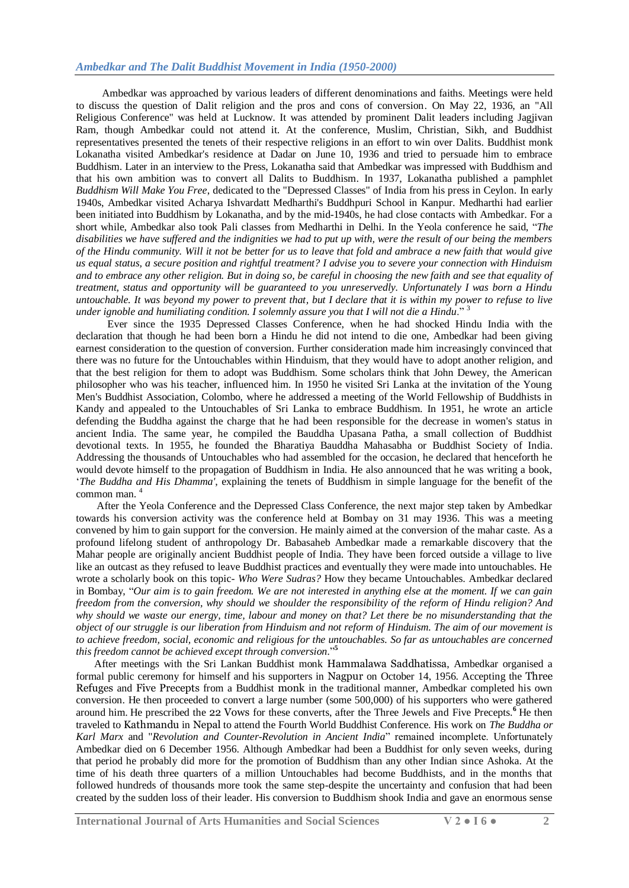Ambedkar was approached by various leaders of different denominations and faiths. Meetings were held to discuss the question of Dalit religion and the pros and cons of conversion. On May 22, 1936, an "All Religious Conference" was held at Lucknow. It was attended by prominent Dalit leaders including Jagjivan Ram, though Ambedkar could not attend it. At the conference, Muslim, Christian, Sikh, and Buddhist representatives presented the tenets of their respective religions in an effort to win over Dalits. Buddhist monk Lokanatha visited Ambedkar's residence at Dadar on June 10, 1936 and tried to persuade him to embrace Buddhism. Later in an interview to the Press, Lokanatha said that Ambedkar was impressed with Buddhism and that his own ambition was to convert all Dalits to Buddhism. In 1937, Lokanatha published a pamphlet *Buddhism Will Make You Free*, dedicated to the "Depressed Classes" of India from his press in Ceylon. In early 1940s, Ambedkar visited Acharya Ishvardatt Medharthi's Buddhpuri School in Kanpur. Medharthi had earlier been initiated into Buddhism by Lokanatha, and by the mid-1940s, he had close contacts with Ambedkar. For a short while, Ambedkar also took Pali classes from Medharthi in Delhi. In the Yeola conference he said, "*The disabilities we have suffered and the indignities we had to put up with, were the result of our being the members of the Hindu community. Will it not be better for us to leave that fold and ambrace a new faith that would give us equal status, a secure position and rightful treatment? I advise you to severe your connection with Hinduism and to embrace any other religion. But in doing so, be careful in choosing the new faith and see that equality of treatment, status and opportunity will be guaranteed to you unreservedly. Unfortunately I was born a Hindu untouchable. It was beyond my power to prevent that, but I declare that it is within my power to refuse to live under ignoble and humiliating condition. I solemnly assure you that I will not die a Hindu*." [3]

Ever since the 1935 Depressed Classes Conference, when he had shocked Hindu India with the declaration that though he had been born a Hindu he did not intend to die one, Ambedkar had been giving earnest consideration to the question of conversion. Further consideration made him increasingly convinced that there was no future for the Untouchables within Hinduism, that they would have to adopt another religion, and that the best religion for them to adopt was Buddhism. Some scholars think that John Dewey, the American philosopher who was his teacher, influenced him. In 1950 he visited Sri Lanka at the invitation of the Young Men's Buddhist Association, Colombo, where he addressed a meeting of the World Fellowship of Buddhists in Kandy and appealed to the Untouchables of Sri Lanka to embrace Buddhism. In 1951, he wrote an article defending the Buddha against the charge that he had been responsible for the decrease in women's status in ancient India. The same year, he compiled the Bauddha Upasana Patha, a small collection of Buddhist devotional texts. In 1955, he founded the Bharatiya Bauddha Mahasabha or Buddhist Society of India. Addressing the thousands of Untouchables who had assembled for the occasion, he declared that henceforth he would devote himself to the propagation of Buddhism in India. He also announced that he was writing a book, '*The Buddha and His Dhamma'*, explaining the tenets of Buddhism in simple language for the benefit of the common man. [4]

After the Yeola Conference and the Depressed Class Conference, the next major step taken by Ambedkar towards his conversion activity was the conference held at Bombay on 31 may 1936. This was a meeting convened by him to gain support for the conversion. He mainly aimed at the conversion of the mahar caste. As a profound lifelong student of anthropology Dr. Babasaheb Ambedkar made a remarkable discovery that the Mahar people are originally ancient Buddhist people of India. They have been forced outside a village to live like an outcast as they refused to leave Buddhist practices and eventually they were made into untouchables. He wrote a scholarly book on this topic- *Who Were Sudras?* How they became Untouchables. Ambedkar declared in Bombay, "*Our aim is to gain freedom. We are not interested in anything else at the moment. If we can gain freedom from the conversion, why should we shoulder the responsibility of the reform of Hindu religion? And why should we waste our energy, time, labour and money on that? Let there be no misunderstanding that the object of our struggle is our liberation from Hinduism and not reform of Hinduism. The aim of our movement is to achieve freedom, social, economic and religious for the untouchables. So far as untouchables are concerned this freedom cannot be achieved except through conversion*."[5]

After meetings with the Sri Lankan Buddhist monk Hammalawa Saddhatissa, Ambedkar organised a formal public ceremony for himself and his supporters in Nagpur on October 14, 1956. Accepting the Three Refuges and Five Precepts from a Buddhist monk in the traditional manner, Ambedkar completed his own conversion. He then proceeded to convert a large number (some 500,000) of his supporters who were gathered around him. He prescribed the 22 Vows for these converts, after the Three Jewels and Five Precepts.[6] He then traveled to Kathmandu in Nepal to attend the Fourth World Buddhist Conference. His work on *The Buddha or Karl Marx* and "*Revolution and Counter-Revolution in Ancient India*" remained incomplete. Unfortunately Ambedkar died on 6 December 1956. Although Ambedkar had been a Buddhist for only seven weeks, during that period he probably did more for the promotion of Buddhism than any other Indian since Ashoka. At the time of his death three quarters of a million Untouchables had become Buddhists, and in the months that followed hundreds of thousands more took the same step-despite the uncertainty and confusion that had been created by the sudden loss of their leader. His conversion to Buddhism shook India and gave an enormous sense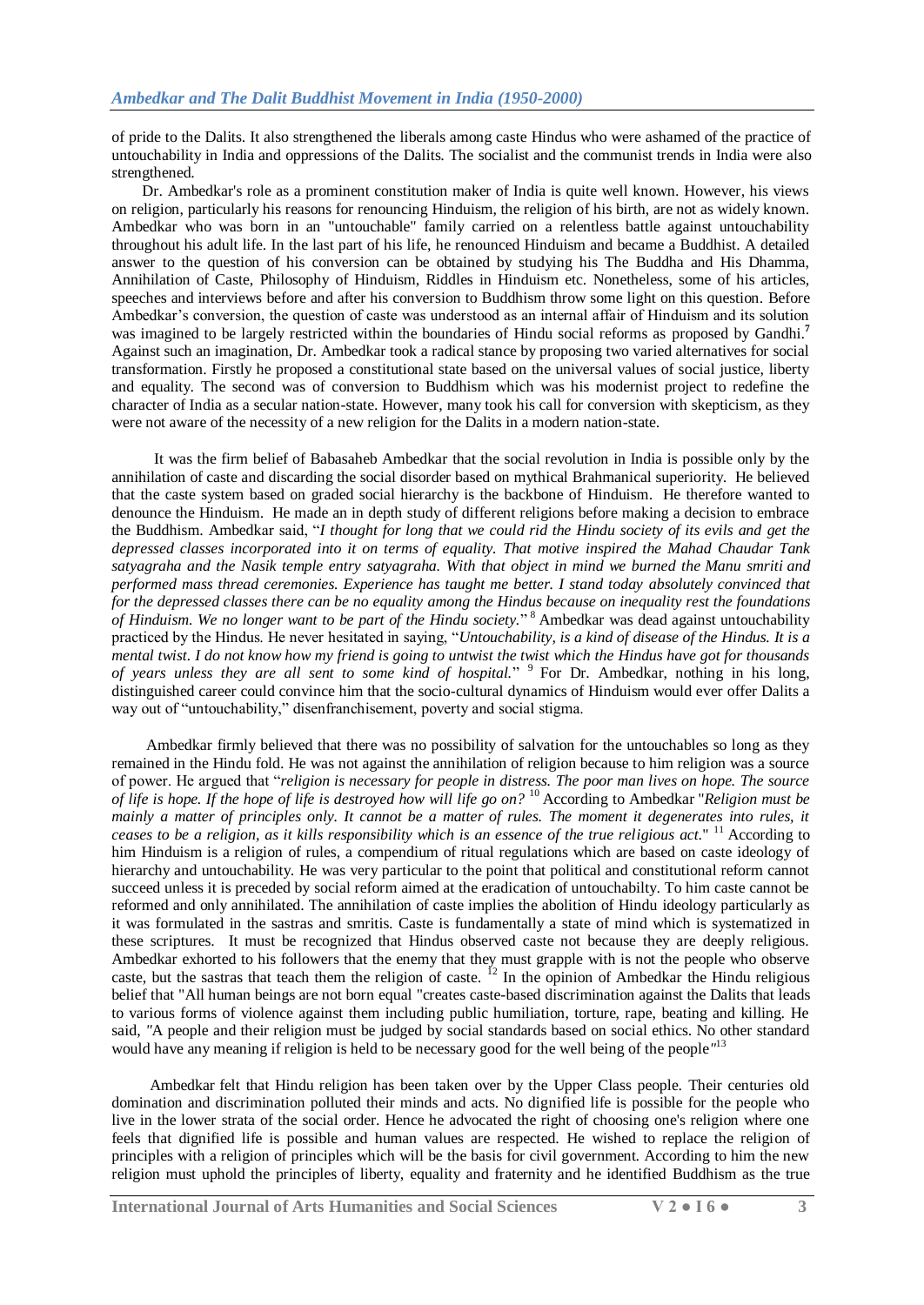of pride to the Dalits. It also strengthened the liberals among caste Hindus who were ashamed of the practice of untouchability in India and oppressions of the Dalits. The socialist and the communist trends in India were also strengthened.

Dr. Ambedkar's role as a prominent constitution maker of India is quite well known. However, his views on religion, particularly his reasons for renouncing Hinduism, the religion of his birth, are not as widely known. Ambedkar who was born in an "untouchable" family carried on a relentless battle against untouchability throughout his adult life. In the last part of his life, he renounced Hinduism and became a Buddhist. A detailed answer to the question of his conversion can be obtained by studying his The Buddha and His Dhamma, Annihilation of Caste, Philosophy of Hinduism, Riddles in Hinduism etc. Nonetheless, some of his articles, speeches and interviews before and after his conversion to Buddhism throw some light on this question. Before Ambedkar's conversion, the question of caste was understood as an internal affair of Hinduism and its solution was imagined to be largely restricted within the boundaries of Hindu social reforms as proposed by Gandhi.[7] Against such an imagination, Dr. Ambedkar took a radical stance by proposing two varied alternatives for social transformation. Firstly he proposed a constitutional state based on the universal values of social justice, liberty and equality. The second was of conversion to Buddhism which was his modernist project to redefine the character of India as a secular nation-state. However, many took his call for conversion with skepticism, as they were not aware of the necessity of a new religion for the Dalits in a modern nation-state.

It was the firm belief of Babasaheb Ambedkar that the social revolution in India is possible only by the annihilation of caste and discarding the social disorder based on mythical Brahmanical superiority. He believed that the caste system based on graded social hierarchy is the backbone of Hinduism. He therefore wanted to denounce the Hinduism. He made an in depth study of different religions before making a decision to embrace the Buddhism. Ambedkar said, "*I thought for long that we could rid the Hindu society of its evils and get the depressed classes incorporated into it on terms of equality. That motive inspired the Mahad Chaudar Tank satyagraha and the Nasik temple entry satyagraha. With that object in mind we burned the Manu smriti and performed mass thread ceremonies. Experience has taught me better. I stand today absolutely convinced that for the depressed classes there can be no equality among the Hindus because on inequality rest the foundations of Hinduism. We no longer want to be part of the Hindu society.*" [8] Ambedkar was dead against untouchability practiced by the Hindus. He never hesitated in saying, "*Untouchability, is a kind of disease of the Hindus. It is a mental twist. I do not know how my friend is going to untwist the twist which the Hindus have got for thousands of years unless they are all sent to some kind of hospital.*" [9] For Dr. Ambedkar, nothing in his long, distinguished career could convince him that the socio-cultural dynamics of Hinduism would ever offer Dalits a way out of "untouchability," disenfranchisement, poverty and social stigma.

Ambedkar firmly believed that there was no possibility of salvation for the untouchables so long as they remained in the Hindu fold. He was not against the annihilation of religion because to him religion was a source of power. He argued that "*religion is necessary for people in distress. The poor man lives on hope. The source of life is hope. If the hope of life is destroyed how will life go on?* [10] According to Ambedkar "*Religion must be mainly a matter of principles only. It cannot be a matter of rules. The moment it degenerates into rules, it ceases to be a religion, as it kills responsibility which is an essence of the true religious act.*" [11] According to him Hinduism is a religion of rules, a compendium of ritual regulations which are based on caste ideology of hierarchy and untouchability. He was very particular to the point that political and constitutional reform cannot succeed unless it is preceded by social reform aimed at the eradication of untouchabilty. To him caste cannot be reformed and only annihilated. The annihilation of caste implies the abolition of Hindu ideology particularly as it was formulated in the sastras and smritis. Caste is fundamentally a state of mind which is systematized in these scriptures. It must be recognized that Hindus observed caste not because they are deeply religious. Ambedkar exhorted to his followers that the enemy that they must grapple with is not the people who observe caste, but the sastras that teach them the religion of caste. [12] In the opinion of Ambedkar the Hindu religious belief that "All human beings are not born equal "creates caste-based discrimination against the Dalits that leads to various forms of violence against them including public humiliation, torture, rape, beating and killing. He said, "A people and their religion must be judged by social standards based on social ethics. No other standard would have any meaning if religion is held to be necessary good for the well being of the people"[13]

Ambedkar felt that Hindu religion has been taken over by the Upper Class people. Their centuries old domination and discrimination polluted their minds and acts. No dignified life is possible for the people who live in the lower strata of the social order. Hence he advocated the right of choosing one's religion where one feels that dignified life is possible and human values are respected. He wished to replace the religion of principles with a religion of principles which will be the basis for civil government. According to him the new religion must uphold the principles of liberty, equality and fraternity and he identified Buddhism as the true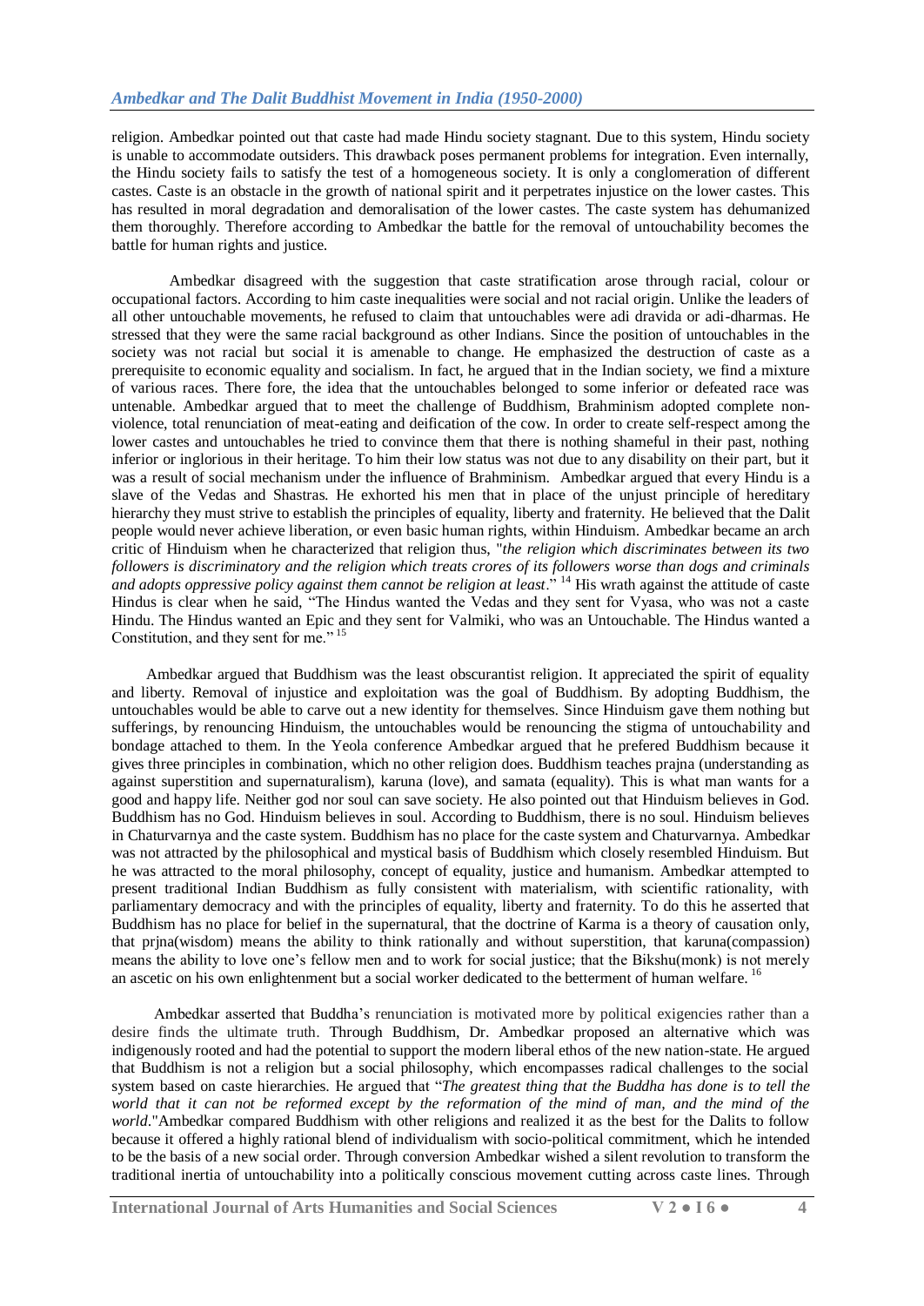religion. Ambedkar pointed out that caste had made Hindu society stagnant. Due to this system, Hindu society is unable to accommodate outsiders. This drawback poses permanent problems for integration. Even internally, the Hindu society fails to satisfy the test of a homogeneous society. It is only a conglomeration of different castes. Caste is an obstacle in the growth of national spirit and it perpetrates injustice on the lower castes. This has resulted in moral degradation and demoralisation of the lower castes. The caste system has dehumanized them thoroughly. Therefore according to Ambedkar the battle for the removal of untouchability becomes the battle for human rights and justice.

Ambedkar disagreed with the suggestion that caste stratification arose through racial, colour or occupational factors. According to him caste inequalities were social and not racial origin. Unlike the leaders of all other untouchable movements, he refused to claim that untouchables were adi dravida or adi-dharmas. He stressed that they were the same racial background as other Indians. Since the position of untouchables in the society was not racial but social it is amenable to change. He emphasized the destruction of caste as a prerequisite to economic equality and socialism. In fact, he argued that in the Indian society, we find a mixture of various races. There fore, the idea that the untouchables belonged to some inferior or defeated race was untenable. Ambedkar argued that to meet the challenge of Buddhism, Brahminism adopted complete non-violence, total renunciation of meat-eating and deification of the cow. In order to create self-respect among the lower castes and untouchables he tried to convince them that there is nothing shameful in their past, nothing inferior or inglorious in their heritage. To him their low status was not due to any disability on their part, but it was a result of social mechanism under the influence of Brahminism. Ambedkar argued that every Hindu is a slave of the Vedas and Shastras. He exhorted his men that in place of the unjust principle of hereditary hierarchy they must strive to establish the principles of equality, liberty and fraternity. He believed that the Dalit people would never achieve liberation, or even basic human rights, within Hinduism. Ambedkar became an arch critic of Hinduism when he characterized that religion thus, "*the religion which discriminates between its two followers is discriminatory and the religion which treats crores of its followers worse than dogs and criminals and adopts oppressive policy against them cannot be religion at least*." [14] His wrath against the attitude of caste Hindus is clear when he said, "The Hindus wanted the Vedas and they sent for Vyasa, who was not a caste Hindu. The Hindus wanted an Epic and they sent for Valmiki, who was an Untouchable. The Hindus wanted a Constitution, and they sent for me." [15]

Ambedkar argued that Buddhism was the least obscurantist religion. It appreciated the spirit of equality and liberty. Removal of injustice and exploitation was the goal of Buddhism. By adopting Buddhism, the untouchables would be able to carve out a new identity for themselves. Since Hinduism gave them nothing but sufferings, by renouncing Hinduism, the untouchables would be renouncing the stigma of untouchability and bondage attached to them. In the Yeola conference Ambedkar argued that he prefered Buddhism because it gives three principles in combination, which no other religion does. Buddhism teaches prajna (understanding as against superstition and supernaturalism), karuna (love), and samata (equality). This is what man wants for a good and happy life. Neither god nor soul can save society. He also pointed out that Hinduism believes in God. Buddhism has no God. Hinduism believes in soul. According to Buddhism, there is no soul. Hinduism believes in Chaturvarnya and the caste system. Buddhism has no place for the caste system and Chaturvarnya. Ambedkar was not attracted by the philosophical and mystical basis of Buddhism which closely resembled Hinduism. But he was attracted to the moral philosophy, concept of equality, justice and humanism. Ambedkar attempted to present traditional Indian Buddhism as fully consistent with materialism, with scientific rationality, with parliamentary democracy and with the principles of equality, liberty and fraternity. To do this he asserted that Buddhism has no place for belief in the supernatural, that the doctrine of Karma is a theory of causation only, that prjna(wisdom) means the ability to think rationally and without superstition, that karuna(compassion) means the ability to love one's fellow men and to work for social justice; that the Bikshu(monk) is not merely an ascetic on his own enlightenment but a social worker dedicated to the betterment of human welfare. [16]

Ambedkar asserted that Buddha's renunciation is motivated more by political exigencies rather than a desire finds the ultimate truth. Through Buddhism, Dr. Ambedkar proposed an alternative which was indigenously rooted and had the potential to support the modern liberal ethos of the new nation-state. He argued that Buddhism is not a religion but a social philosophy, which encompasses radical challenges to the social system based on caste hierarchies. He argued that "*The greatest thing that the Buddha has done is to tell the world that it can not be reformed except by the reformation of the mind of man, and the mind of the world*."Ambedkar compared Buddhism with other religions and realized it as the best for the Dalits to follow because it offered a highly rational blend of individualism with socio-political commitment, which he intended to be the basis of a new social order. Through conversion Ambedkar wished a silent revolution to transform the traditional inertia of untouchability into a politically conscious movement cutting across caste lines. Through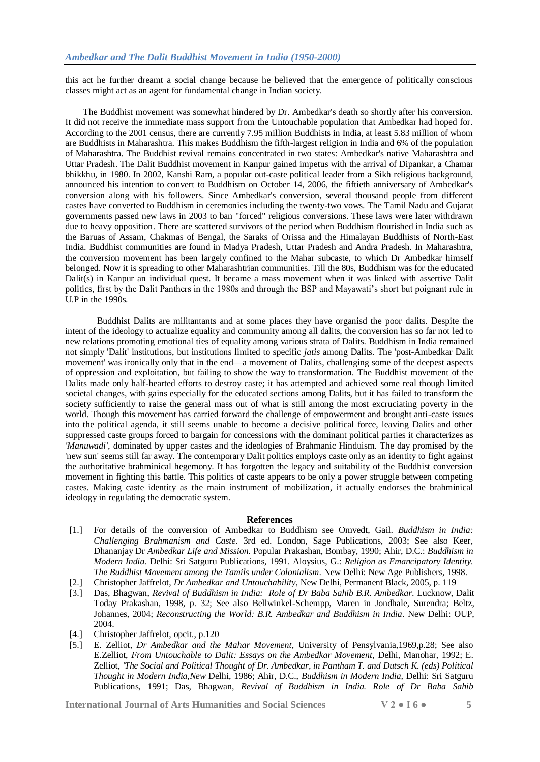this act he further dreamt a social change because he believed that the emergence of politically conscious classes might act as an agent for fundamental change in Indian society.

The Buddhist movement was somewhat hindered by Dr. Ambedkar's death so shortly after his conversion. It did not receive the immediate mass support from the Untouchable population that Ambedkar had hoped for. According to the 2001 census, there are currently 7.95 million Buddhists in India, at least 5.83 million of whom are Buddhists in Maharashtra. This makes Buddhism the fifth-largest religion in India and 6% of the population of Maharashtra. The Buddhist revival remains concentrated in two states: Ambedkar's native Maharashtra and Uttar Pradesh. The Dalit Buddhist movement in Kanpur gained impetus with the arrival of Dipankar, a Chamar bhikkhu, in 1980. In 2002, Kanshi Ram, a popular out-caste political leader from a Sikh religious background, announced his intention to convert to Buddhism on October 14, 2006, the fiftieth anniversary of Ambedkar's conversion along with his followers. Since Ambedkar's conversion, several thousand people from different castes have converted to Buddhism in ceremonies including the twenty-two vows. The Tamil Nadu and Gujarat governments passed new laws in 2003 to ban "forced" religious conversions. These laws were later withdrawn due to heavy opposition. There are scattered survivors of the period when Buddhism flourished in India such as the Baruas of Assam, Chakmas of Bengal, the Saraks of Orissa and the Himalayan Buddhists of North-East India. Buddhist communities are found in Madya Pradesh, Uttar Pradesh and Andra Pradesh. In Maharashtra, the conversion movement has been largely confined to the Mahar subcaste, to which Dr Ambedkar himself belonged. Now it is spreading to other Maharashtrian communities. Till the 80s, Buddhism was for the educated Dalit(s) in Kanpur an individual quest. It became a mass movement when it was linked with assertive Dalit politics, first by the Dalit Panthers in the 1980s and through the BSP and Mayawati's short but poignant rule in U.P in the 1990s.

Buddhist Dalits are militantants and at some places they have organisd the poor dalits. Despite the intent of the ideology to actualize equality and community among all dalits, the conversion has so far not led to new relations promoting emotional ties of equality among various strata of Dalits. Buddhism in India remained not simply 'Dalit' institutions, but institutions limited to specific *jatis* among Dalits. The 'post-Ambedkar Dalit movement' was ironically only that in the end—a movement of Dalits, challenging some of the deepest aspects of oppression and exploitation, but failing to show the way to transformation. The Buddhist movement of the Dalits made only half-hearted efforts to destroy caste; it has attempted and achieved some real though limited societal changes, with gains especially for the educated sections among Dalits, but it has failed to transform the society sufficiently to raise the general mass out of what is still among the most excruciating poverty in the world. Though this movement has carried forward the challenge of empowerment and brought anti-caste issues into the political agenda, it still seems unable to become a decisive political force, leaving Dalits and other suppressed caste groups forced to bargain for concessions with the dominant political parties it characterizes as *'Manuwadi'*, dominated by upper castes and the ideologies of Brahmanic Hinduism. The day promised by the 'new sun' seems still far away. The contemporary Dalit politics employs caste only as an identity to fight against the authoritative brahminical hegemony. It has forgotten the legacy and suitability of the Buddhist conversion movement in fighting this battle. This politics of caste appears to be only a power struggle between competing castes. Making caste identity as the main instrument of mobilization, it actually endorses the brahminical ideology in regulating the democratic system.

## References

[1.] For details of the conversion of Ambedkar to Buddhism see Omvedt, Gail. *Buddhism in India: Challenging Brahmanism and Caste.* 3rd ed. London, Sage Publications, 2003; See also Keer, Dhananjay Dr *Ambedkar Life and Mission*. Popular Prakashan, Bombay, 1990; Ahir, D.C.: *Buddhism in Modern India.* Delhi: Sri Satguru Publications, 1991. Aloysius, G.: *Religion as Emancipatory Identity. The Buddhist Movement among the Tamils under Colonialism*. New Delhi: New Age Publishers, 1998.

[2.] Christopher Jaffrelot, *Dr Ambedkar and Untouchability*, New Delhi, Permanent Black, 2005, p. 119

[3.] Das, Bhagwan, *Revival of Buddhism in India: Role of Dr Baba Sahib B.R. Ambedkar*. Lucknow, Dalit Today Prakashan, 1998, p. 32; See also Bellwinkel-Schempp, Maren in Jondhale, Surendra; Beltz, Johannes, 2004; *Reconstructing the World: B.R. Ambedkar and Buddhism in India*. New Delhi: OUP, 2004.

[4.] Christopher Jaffrelot, opcit., p.120

[5.] E. Zelliot, *Dr Ambedkar and the Mahar Movement*, University of Pensylvania,1969,p.28; See also E.Zelliot, *From Untouchable to Dalit: Essays on the Ambedkar Movement*, Delhi, Manohar, 1992; E. Zelliot, *'The Social and Political Thought of Dr. Ambedkar, in Pantham T. and Dutsch K. (eds) Political Thought in Modern India,New* Delhi, 1986; Ahir, D.C., *Buddhism in Modern India,* Delhi: Sri Satguru Publications, 1991; Das, Bhagwan, *Revival of Buddhism in India. Role of Dr Baba Sahib*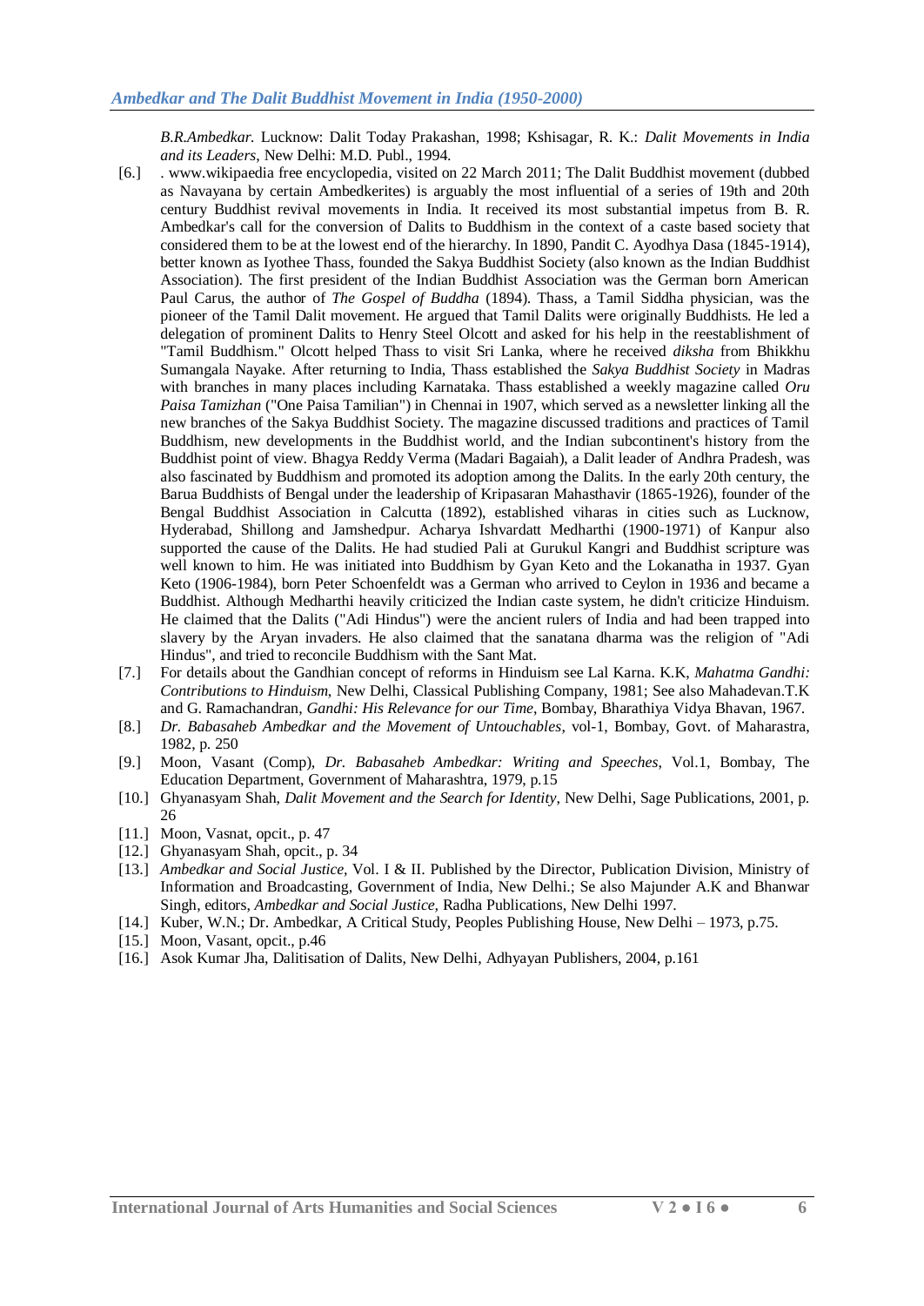*B.R.Ambedkar.* Lucknow: Dalit Today Prakashan, 1998; Kshisagar, R. K.: *Dalit Movements in India and its Leaders*, New Delhi: M.D. Publ., 1994.

[6.] . www.wikipaedia free encyclopedia, visited on 22 March 2011; The Dalit Buddhist movement (dubbed as Navayana by certain Ambedkerites) is arguably the most influential of a series of 19th and 20th century Buddhist revival movements in India. It received its most substantial impetus from B. R. Ambedkar's call for the conversion of Dalits to Buddhism in the context of a caste based society that considered them to be at the lowest end of the hierarchy. In 1890, Pandit C. Ayodhya Dasa (1845-1914), better known as Iyothee Thass, founded the Sakya Buddhist Society (also known as the Indian Buddhist Association). The first president of the Indian Buddhist Association was the German born American Paul Carus, the author of *The Gospel of Buddha* (1894). Thass, a Tamil Siddha physician, was the pioneer of the Tamil Dalit movement. He argued that Tamil Dalits were originally Buddhists. He led a delegation of prominent Dalits to Henry Steel Olcott and asked for his help in the reestablishment of "Tamil Buddhism." Olcott helped Thass to visit Sri Lanka, where he received *diksha* from Bhikkhu Sumangala Nayake. After returning to India, Thass established the *Sakya Buddhist Society* in Madras with branches in many places including Karnataka. Thass established a weekly magazine called *Oru Paisa Tamizhan* ("One Paisa Tamilian") in Chennai in 1907, which served as a newsletter linking all the new branches of the Sakya Buddhist Society. The magazine discussed traditions and practices of Tamil Buddhism, new developments in the Buddhist world, and the Indian subcontinent's history from the Buddhist point of view. Bhagya Reddy Verma (Madari Bagaiah), a Dalit leader of Andhra Pradesh, was also fascinated by Buddhism and promoted its adoption among the Dalits. In the early 20th century, the Barua Buddhists of Bengal under the leadership of Kripasaran Mahasthavir (1865-1926), founder of the Bengal Buddhist Association in Calcutta (1892), established viharas in cities such as Lucknow, Hyderabad, Shillong and Jamshedpur. Acharya Ishvardatt Medharthi (1900-1971) of Kanpur also supported the cause of the Dalits. He had studied Pali at Gurukul Kangri and Buddhist scripture was well known to him. He was initiated into Buddhism by Gyan Keto and the Lokanatha in 1937. Gyan Keto (1906-1984), born Peter Schoenfeldt was a German who arrived to Ceylon in 1936 and became a Buddhist. Although Medharthi heavily criticized the Indian caste system, he didn't criticize Hinduism. He claimed that the Dalits ("Adi Hindus") were the ancient rulers of India and had been trapped into slavery by the Aryan invaders. He also claimed that the sanatana dharma was the religion of "Adi Hindus", and tried to reconcile Buddhism with the Sant Mat.

[7.] For details about the Gandhian concept of reforms in Hinduism see Lal Karna. K.K, *Mahatma Gandhi: Contributions to Hinduism*, New Delhi, Classical Publishing Company, 1981; See also Mahadevan.T.K and G. Ramachandran, *Gandhi: His Relevance for our Time*, Bombay, Bharathiya Vidya Bhavan, 1967.

[8.] *Dr. Babasaheb Ambedkar and the Movement of Untouchables*, vol-1, Bombay, Govt. of Maharastra, 1982, p. 250

[9.] Moon, Vasant (Comp), *Dr. Babasaheb Ambedkar: Writing and Speeches*, Vol.1, Bombay, The Education Department, Government of Maharashtra, 1979, p.15

[10.] Ghyanasyam Shah, *Dalit Movement and the Search for Identity*, New Delhi, Sage Publications, 2001, p. 26

[11.] Moon, Vasnat, opcit., p. 47

[12.] Ghyanasyam Shah, opcit., p. 34

[13.] *Ambedkar and Social Justice*, Vol. I & II. Published by the Director, Publication Division, Ministry of Information and Broadcasting, Government of India, New Delhi.; Se also Majunder A.K and Bhanwar Singh, editors, *Ambedkar and Social Justice*, Radha Publications, New Delhi 1997.

[14.] Kuber, W.N.; Dr. Ambedkar, A Critical Study, Peoples Publishing House, New Delhi – 1973, p.75.

[15.] Moon, Vasant, opcit., p.46

[16.] Asok Kumar Jha, Dalitisation of Dalits, New Delhi, Adhyayan Publishers, 2004, p.161